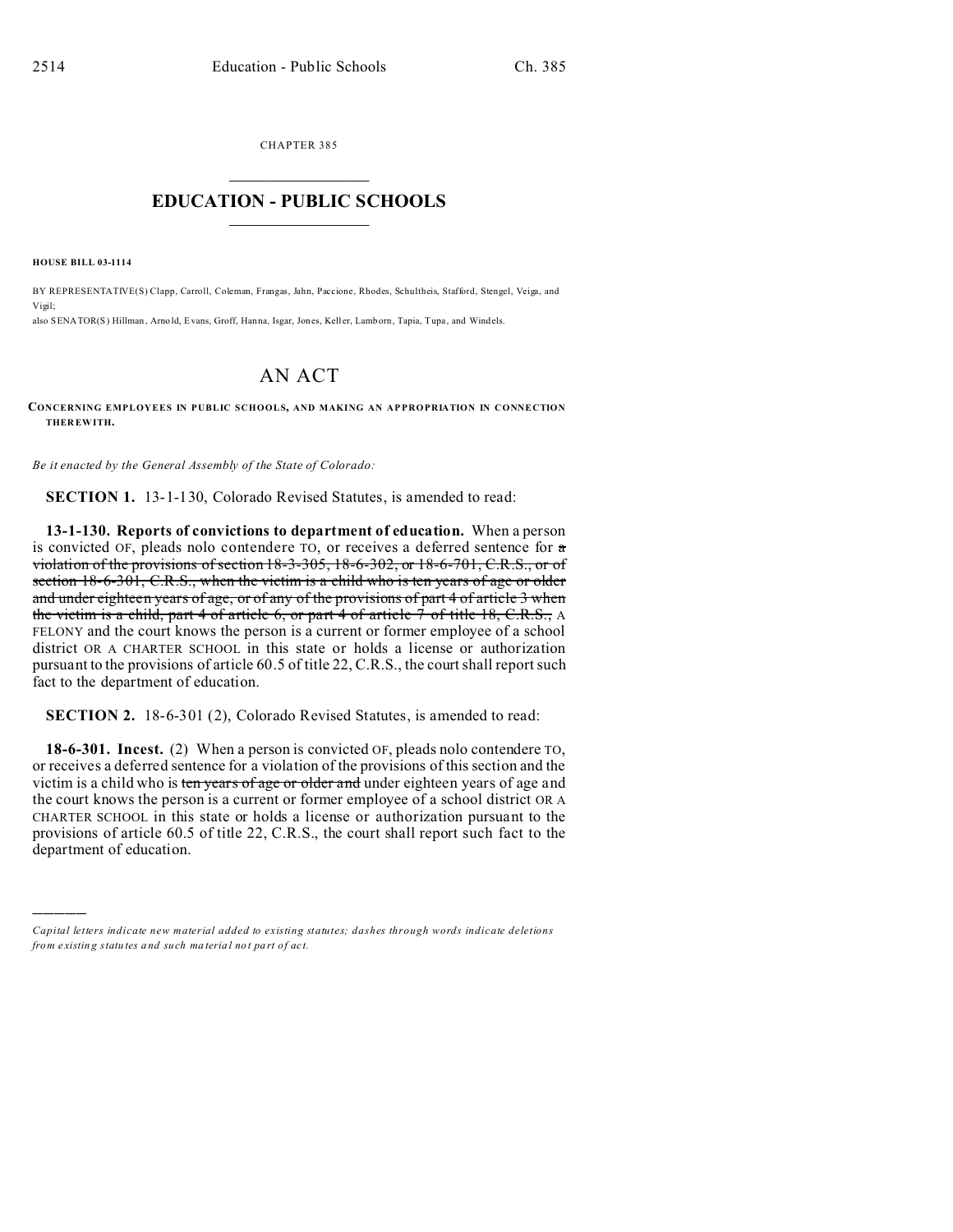CHAPTER 385

# EDUCATION - PUBLIC SCHOOLS

**HOUSE BILL 03-1114**

BY REPRESENTATIVE(S) Clapp, Carroll, Coleman, Frangas, Jahn, Paccione, Rhodes, Schultheis, Stafford, Stengel, Veiga, and Vigil;
also SENATOR(S) Hillman, Arnold, Evans, Groff, Hanna, Isgar, Jones, Keller, Lamborn, Tapia, Tupa, and Windels.

# AN ACT

**CONCERNING EMPLOYEES IN PUBLIC SCHOOLS, AND MAKING AN APPROPRIATION IN CONNECTION THEREWITH.**

*Be it enacted by the General Assembly of the State of Colorado:*

**SECTION 1.** 13-1-130, Colorado Revised Statutes, is amended to read:

**13-1-130. Reports of convictions to department of education.** When a person is convicted OF, pleads nolo contendere TO, or receives a deferred sentence for ~~a violation of the provisions of section 18-3-305, 18-6-302, or 18-6-701, C.R.S., or of section 18-6-301, C.R.S., when the victim is a child who is ten years of age or older and under eighteen years of age, or of any of the provisions of part 4 of article 3 when the victim is a child, part 4 of article 6, or part 4 of article 7 of title 18, C.R.S.,~~ A FELONY and the court knows the person is a current or former employee of a school district OR A CHARTER SCHOOL in this state or holds a license or authorization pursuant to the provisions of article 60.5 of title 22, C.R.S., the court shall report such fact to the department of education.

**SECTION 2.** 18-6-301 (2), Colorado Revised Statutes, is amended to read:

**18-6-301. Incest.** (2) When a person is convicted OF, pleads nolo contendere TO, or receives a deferred sentence for a violation of the provisions of this section and the victim is a child who is ~~ten years of age or older and~~ under eighteen years of age and the court knows the person is a current or former employee of a school district OR A CHARTER SCHOOL in this state or holds a license or authorization pursuant to the provisions of article 60.5 of title 22, C.R.S., the court shall report such fact to the department of education.

---

*Capital letters indicate new material added to existing statutes; dashes through words indicate deletions from existing statutes and such material not part of act.*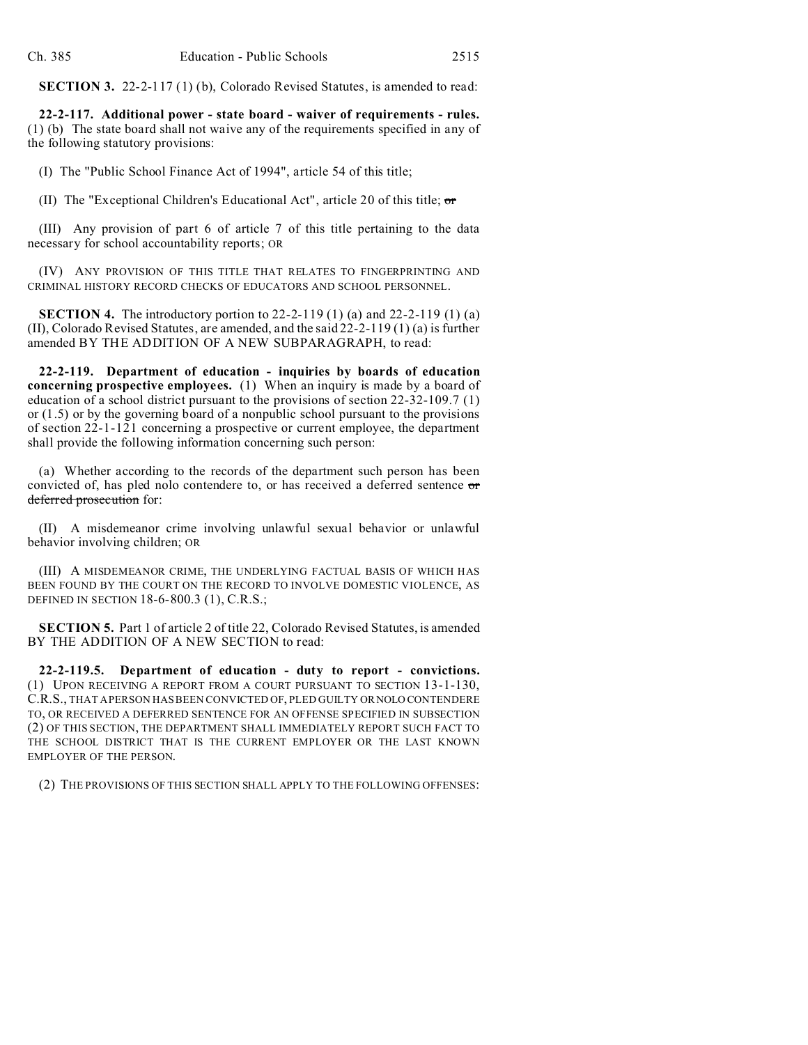**SECTION 3.** 22-2-117 (1) (b), Colorado Revised Statutes, is amended to read:

**22-2-117. Additional power - state board - waiver of requirements - rules.** (1) (b) The state board shall not waive any of the requirements specified in any of the following statutory provisions:

(I) The "Public School Finance Act of 1994", article 54 of this title;

(II) The "Exceptional Children's Educational Act", article 20 of this title; ~~or~~

(III) Any provision of part 6 of article 7 of this title pertaining to the data necessary for school accountability reports; OR

(IV) ANY PROVISION OF THIS TITLE THAT RELATES TO FINGERPRINTING AND CRIMINAL HISTORY RECORD CHECKS OF EDUCATORS AND SCHOOL PERSONNEL.

**SECTION 4.** The introductory portion to 22-2-119 (1) (a) and 22-2-119 (1) (a) (II), Colorado Revised Statutes, are amended, and the said 22-2-119 (1) (a) is further amended BY THE ADDITION OF A NEW SUBPARAGRAPH, to read:

**22-2-119. Department of education - inquiries by boards of education concerning prospective employees.** (1) When an inquiry is made by a board of education of a school district pursuant to the provisions of section 22-32-109.7 (1) or (1.5) or by the governing board of a nonpublic school pursuant to the provisions of section 22-1-121 concerning a prospective or current employee, the department shall provide the following information concerning such person:

(a) Whether according to the records of the department such person has been convicted of, has pled nolo contendere to, or has received a deferred sentence ~~or deferred prosecution~~ for:

(II) A misdemeanor crime involving unlawful sexual behavior or unlawful behavior involving children; OR

(III) A MISDEMEANOR CRIME, THE UNDERLYING FACTUAL BASIS OF WHICH HAS BEEN FOUND BY THE COURT ON THE RECORD TO INVOLVE DOMESTIC VIOLENCE, AS DEFINED IN SECTION 18-6-800.3 (1), C.R.S.;

**SECTION 5.** Part 1 of article 2 of title 22, Colorado Revised Statutes, is amended BY THE ADDITION OF A NEW SECTION to read:

**22-2-119.5. Department of education - duty to report - convictions.** (1) UPON RECEIVING A REPORT FROM A COURT PURSUANT TO SECTION 13-1-130, C.R.S., THAT A PERSON HAS BEEN CONVICTED OF, PLED GUILTY OR NOLO CONTENDERE TO, OR RECEIVED A DEFERRED SENTENCE FOR AN OFFENSE SPECIFIED IN SUBSECTION (2) OF THIS SECTION, THE DEPARTMENT SHALL IMMEDIATELY REPORT SUCH FACT TO THE SCHOOL DISTRICT THAT IS THE CURRENT EMPLOYER OR THE LAST KNOWN EMPLOYER OF THE PERSON.

(2) THE PROVISIONS OF THIS SECTION SHALL APPLY TO THE FOLLOWING OFFENSES: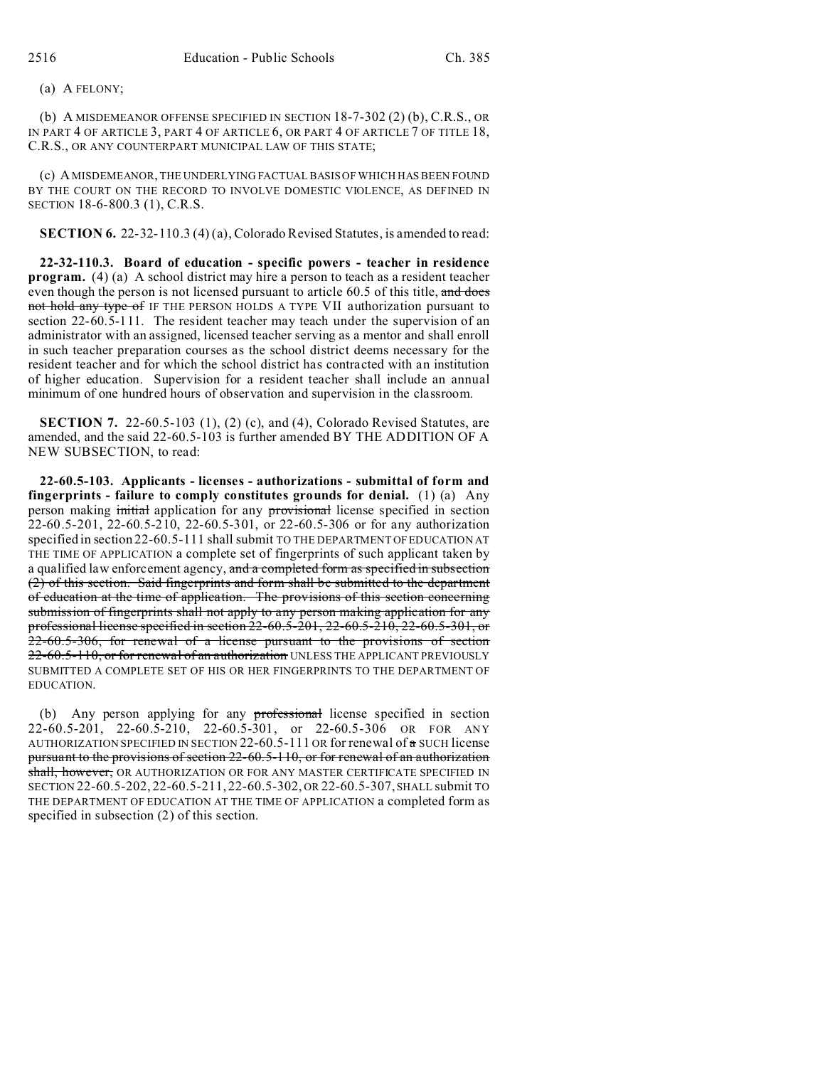(a) A FELONY;

(b) A MISDEMEANOR OFFENSE SPECIFIED IN SECTION 18-7-302 (2) (b), C.R.S., OR IN PART 4 OF ARTICLE 3, PART 4 OF ARTICLE 6, OR PART 4 OF ARTICLE 7 OF TITLE 18, C.R.S., OR ANY COUNTERPART MUNICIPAL LAW OF THIS STATE;

(c) A MISDEMEANOR, THE UNDERLYING FACTUAL BASIS OF WHICH HAS BEEN FOUND BY THE COURT ON THE RECORD TO INVOLVE DOMESTIC VIOLENCE, AS DEFINED IN SECTION 18-6-800.3 (1), C.R.S.

**SECTION 6.** 22-32-110.3 (4) (a), Colorado Revised Statutes, is amended to read:

**22-32-110.3. Board of education - specific powers - teacher in residence program.** (4) (a) A school district may hire a person to teach as a resident teacher even though the person is not licensed pursuant to article 60.5 of this title, ~~and does not hold any type of~~ IF THE PERSON HOLDS A TYPE VII authorization pursuant to section 22-60.5-111. The resident teacher may teach under the supervision of an administrator with an assigned, licensed teacher serving as a mentor and shall enroll in such teacher preparation courses as the school district deems necessary for the resident teacher and for which the school district has contracted with an institution of higher education. Supervision for a resident teacher shall include an annual minimum of one hundred hours of observation and supervision in the classroom.

**SECTION 7.** 22-60.5-103 (1), (2) (c), and (4), Colorado Revised Statutes, are amended, and the said 22-60.5-103 is further amended BY THE ADDITION OF A NEW SUBSECTION, to read:

**22-60.5-103. Applicants - licenses - authorizations - submittal of form and fingerprints - failure to comply constitutes grounds for denial.** (1) (a) Any person making ~~initial~~ application for any ~~provisional~~ license specified in section 22-60.5-201, 22-60.5-210, 22-60.5-301, or 22-60.5-306 or for any authorization specified in section 22-60.5-111 shall submit TO THE DEPARTMENT OF EDUCATION AT THE TIME OF APPLICATION a complete set of fingerprints of such applicant taken by a qualified law enforcement agency, ~~and a completed form as specified in subsection (2) of this section. Said fingerprints and form shall be submitted to the department of education at the time of application. The provisions of this section concerning submission of fingerprints shall not apply to any person making application for any professional license specified in section 22-60.5-201, 22-60.5-210, 22-60.5-301, or 22-60.5-306, for renewal of a license pursuant to the provisions of section 22-60.5-110, or for renewal of an authorization~~ UNLESS THE APPLICANT PREVIOUSLY SUBMITTED A COMPLETE SET OF HIS OR HER FINGERPRINTS TO THE DEPARTMENT OF EDUCATION.

(b) Any person applying for any ~~professional~~ license specified in section 22-60.5-201, 22-60.5-210, 22-60.5-301, or 22-60.5-306 OR FOR ANY AUTHORIZATION SPECIFIED IN SECTION 22-60.5-111 OR for renewal of ~~a~~ SUCH license ~~pursuant to the provisions of section 22-60.5-110, or for renewal of an authorization shall, however,~~ OR AUTHORIZATION OR FOR ANY MASTER CERTIFICATE SPECIFIED IN SECTION 22-60.5-202, 22-60.5-211, 22-60.5-302, OR 22-60.5-307, SHALL submit TO THE DEPARTMENT OF EDUCATION AT THE TIME OF APPLICATION a completed form as specified in subsection (2) of this section.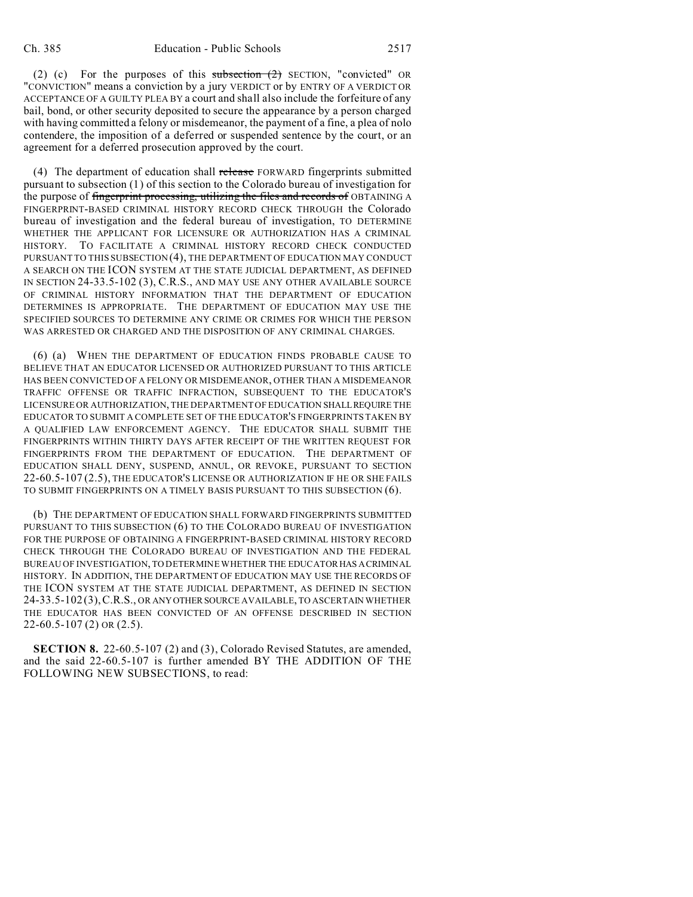(2) (c) For the purposes of this ~~subsection (2)~~ SECTION, "convicted" OR "CONVICTION" means a conviction by a jury VERDICT or by ENTRY OF A VERDICT OR ACCEPTANCE OF A GUILTY PLEA BY a court and shall also include the forfeiture of any bail, bond, or other security deposited to secure the appearance by a person charged with having committed a felony or misdemeanor, the payment of a fine, a plea of nolo contendere, the imposition of a deferred or suspended sentence by the court, or an agreement for a deferred prosecution approved by the court.

(4) The department of education shall ~~release~~ FORWARD fingerprints submitted pursuant to subsection (1) of this section to the Colorado bureau of investigation for the purpose of ~~fingerprint processing, utilizing the files and records of~~ OBTAINING A FINGERPRINT-BASED CRIMINAL HISTORY RECORD CHECK THROUGH the Colorado bureau of investigation and the federal bureau of investigation, TO DETERMINE WHETHER THE APPLICANT FOR LICENSURE OR AUTHORIZATION HAS A CRIMINAL HISTORY. TO FACILITATE A CRIMINAL HISTORY RECORD CHECK CONDUCTED PURSUANT TO THIS SUBSECTION (4), THE DEPARTMENT OF EDUCATION MAY CONDUCT A SEARCH ON THE ICON SYSTEM AT THE STATE JUDICIAL DEPARTMENT, AS DEFINED IN SECTION 24-33.5-102 (3), C.R.S., AND MAY USE ANY OTHER AVAILABLE SOURCE OF CRIMINAL HISTORY INFORMATION THAT THE DEPARTMENT OF EDUCATION DETERMINES IS APPROPRIATE. THE DEPARTMENT OF EDUCATION MAY USE THE SPECIFIED SOURCES TO DETERMINE ANY CRIME OR CRIMES FOR WHICH THE PERSON WAS ARRESTED OR CHARGED AND THE DISPOSITION OF ANY CRIMINAL CHARGES.

(6) (a) WHEN THE DEPARTMENT OF EDUCATION FINDS PROBABLE CAUSE TO BELIEVE THAT AN EDUCATOR LICENSED OR AUTHORIZED PURSUANT TO THIS ARTICLE HAS BEEN CONVICTED OF A FELONY OR MISDEMEANOR, OTHER THAN A MISDEMEANOR TRAFFIC OFFENSE OR TRAFFIC INFRACTION, SUBSEQUENT TO THE EDUCATOR'S LICENSURE OR AUTHORIZATION, THE DEPARTMENT OF EDUCATION SHALL REQUIRE THE EDUCATOR TO SUBMIT A COMPLETE SET OF THE EDUCATOR'S FINGERPRINTS TAKEN BY A QUALIFIED LAW ENFORCEMENT AGENCY. THE EDUCATOR SHALL SUBMIT THE FINGERPRINTS WITHIN THIRTY DAYS AFTER RECEIPT OF THE WRITTEN REQUEST FOR FINGERPRINTS FROM THE DEPARTMENT OF EDUCATION. THE DEPARTMENT OF EDUCATION SHALL DENY, SUSPEND, ANNUL, OR REVOKE, PURSUANT TO SECTION 22-60.5-107 (2.5), THE EDUCATOR'S LICENSE OR AUTHORIZATION IF HE OR SHE FAILS TO SUBMIT FINGERPRINTS ON A TIMELY BASIS PURSUANT TO THIS SUBSECTION (6).

(b) THE DEPARTMENT OF EDUCATION SHALL FORWARD FINGERPRINTS SUBMITTED PURSUANT TO THIS SUBSECTION (6) TO THE COLORADO BUREAU OF INVESTIGATION FOR THE PURPOSE OF OBTAINING A FINGERPRINT-BASED CRIMINAL HISTORY RECORD CHECK THROUGH THE COLORADO BUREAU OF INVESTIGATION AND THE FEDERAL BUREAU OF INVESTIGATION, TO DETERMINE WHETHER THE EDUCATOR HAS A CRIMINAL HISTORY. IN ADDITION, THE DEPARTMENT OF EDUCATION MAY USE THE RECORDS OF THE ICON SYSTEM AT THE STATE JUDICIAL DEPARTMENT, AS DEFINED IN SECTION 24-33.5-102 (3), C.R.S., OR ANY OTHER SOURCE AVAILABLE, TO ASCERTAIN WHETHER THE EDUCATOR HAS BEEN CONVICTED OF AN OFFENSE DESCRIBED IN SECTION 22-60.5-107 (2) OR (2.5).

**SECTION 8.** 22-60.5-107 (2) and (3), Colorado Revised Statutes, are amended, and the said 22-60.5-107 is further amended BY THE ADDITION OF THE FOLLOWING NEW SUBSECTIONS, to read: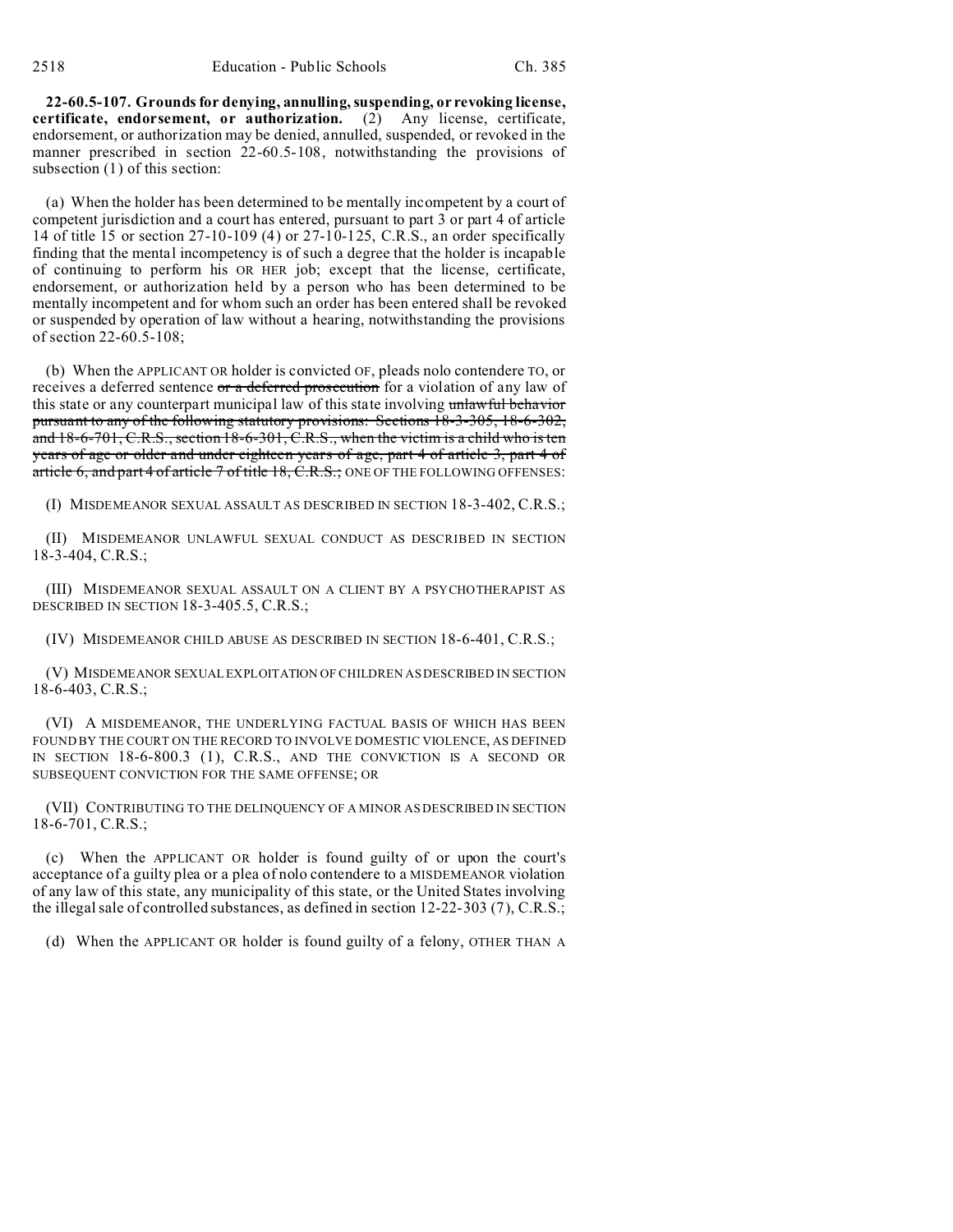**22-60.5-107. Grounds for denying, annulling, suspending, or revoking license, certificate, endorsement, or authorization.** (2) Any license, certificate, endorsement, or authorization may be denied, annulled, suspended, or revoked in the manner prescribed in section 22-60.5-108, notwithstanding the provisions of subsection (1) of this section:

(a) When the holder has been determined to be mentally incompetent by a court of competent jurisdiction and a court has entered, pursuant to part 3 or part 4 of article 14 of title 15 or section 27-10-109 (4) or 27-10-125, C.R.S., an order specifically finding that the mental incompetency is of such a degree that the holder is incapable of continuing to perform his OR HER job; except that the license, certificate, endorsement, or authorization held by a person who has been determined to be mentally incompetent and for whom such an order has been entered shall be revoked or suspended by operation of law without a hearing, notwithstanding the provisions of section 22-60.5-108;

(b) When the APPLICANT OR holder is convicted OF, pleads nolo contendere TO, or receives a deferred sentence ~~or a deferred prosecution~~ for a violation of any law of this state or any counterpart municipal law of this state involving ~~unlawful behavior pursuant to any of the following statutory provisions: Sections 18-3-305, 18-6-302, and 18-6-701, C.R.S., section 18-6-301, C.R.S., when the victim is a child who is ten years of age or older and under eighteen years of age, part 4 of article 3, part 4 of article 6, and part 4 of article 7 of title 18, C.R.S.;~~ ONE OF THE FOLLOWING OFFENSES:

(I) MISDEMEANOR SEXUAL ASSAULT AS DESCRIBED IN SECTION 18-3-402, C.R.S.;

(II) MISDEMEANOR UNLAWFUL SEXUAL CONDUCT AS DESCRIBED IN SECTION 18-3-404, C.R.S.;

(III) MISDEMEANOR SEXUAL ASSAULT ON A CLIENT BY A PSYCHOTHERAPIST AS DESCRIBED IN SECTION 18-3-405.5, C.R.S.;

(IV) MISDEMEANOR CHILD ABUSE AS DESCRIBED IN SECTION 18-6-401, C.R.S.;

(V) MISDEMEANOR SEXUAL EXPLOITATION OF CHILDREN AS DESCRIBED IN SECTION 18-6-403, C.R.S.;

(VI) A MISDEMEANOR, THE UNDERLYING FACTUAL BASIS OF WHICH HAS BEEN FOUND BY THE COURT ON THE RECORD TO INVOLVE DOMESTIC VIOLENCE, AS DEFINED IN SECTION 18-6-800.3 (1), C.R.S., AND THE CONVICTION IS A SECOND OR SUBSEQUENT CONVICTION FOR THE SAME OFFENSE; OR

(VII) CONTRIBUTING TO THE DELINQUENCY OF A MINOR AS DESCRIBED IN SECTION 18-6-701, C.R.S.;

(c) When the APPLICANT OR holder is found guilty of or upon the court's acceptance of a guilty plea or a plea of nolo contendere to a MISDEMEANOR violation of any law of this state, any municipality of this state, or the United States involving the illegal sale of controlled substances, as defined in section 12-22-303 (7), C.R.S.;

(d) When the APPLICANT OR holder is found guilty of a felony, OTHER THAN A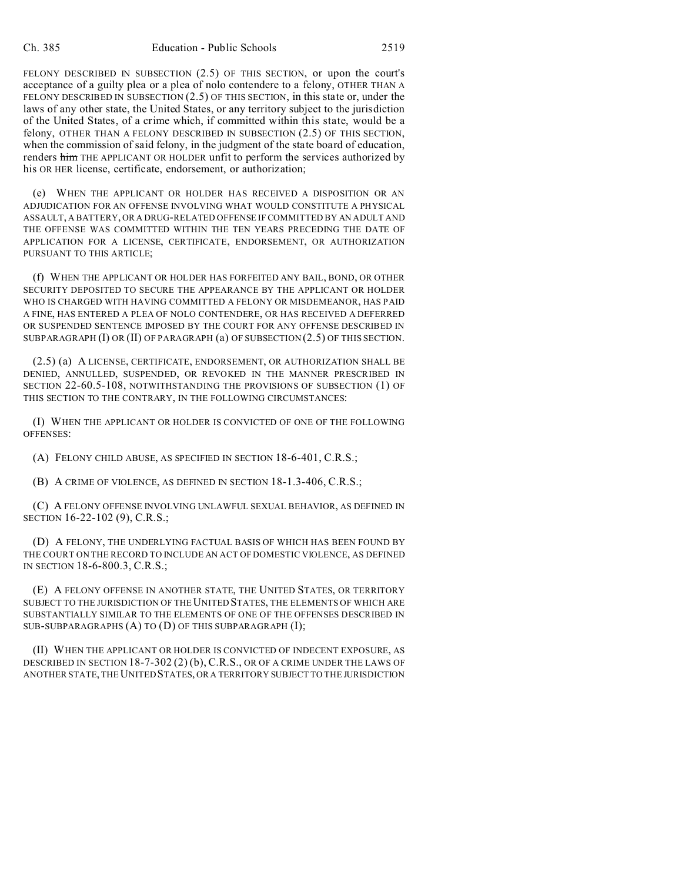FELONY DESCRIBED IN SUBSECTION (2.5) OF THIS SECTION, or upon the court's acceptance of a guilty plea or a plea of nolo contendere to a felony, OTHER THAN A FELONY DESCRIBED IN SUBSECTION (2.5) OF THIS SECTION, in this state or, under the laws of any other state, the United States, or any territory subject to the jurisdiction of the United States, of a crime which, if committed within this state, would be a felony, OTHER THAN A FELONY DESCRIBED IN SUBSECTION (2.5) OF THIS SECTION, when the commission of said felony, in the judgment of the state board of education, renders ~~him~~ THE APPLICANT OR HOLDER unfit to perform the services authorized by his OR HER license, certificate, endorsement, or authorization;

(e) WHEN THE APPLICANT OR HOLDER HAS RECEIVED A DISPOSITION OR AN ADJUDICATION FOR AN OFFENSE INVOLVING WHAT WOULD CONSTITUTE A PHYSICAL ASSAULT, A BATTERY, OR A DRUG-RELATED OFFENSE IF COMMITTED BY AN ADULT AND THE OFFENSE WAS COMMITTED WITHIN THE TEN YEARS PRECEDING THE DATE OF APPLICATION FOR A LICENSE, CERTIFICATE, ENDORSEMENT, OR AUTHORIZATION PURSUANT TO THIS ARTICLE;

(f) WHEN THE APPLICANT OR HOLDER HAS FORFEITED ANY BAIL, BOND, OR OTHER SECURITY DEPOSITED TO SECURE THE APPEARANCE BY THE APPLICANT OR HOLDER WHO IS CHARGED WITH HAVING COMMITTED A FELONY OR MISDEMEANOR, HAS PAID A FINE, HAS ENTERED A PLEA OF NOLO CONTENDERE, OR HAS RECEIVED A DEFERRED OR SUSPENDED SENTENCE IMPOSED BY THE COURT FOR ANY OFFENSE DESCRIBED IN SUBPARAGRAPH (I) OR (II) OF PARAGRAPH (a) OF SUBSECTION (2.5) OF THIS SECTION.

(2.5) (a) A LICENSE, CERTIFICATE, ENDORSEMENT, OR AUTHORIZATION SHALL BE DENIED, ANNULLED, SUSPENDED, OR REVOKED IN THE MANNER PRESCRIBED IN SECTION 22-60.5-108, NOTWITHSTANDING THE PROVISIONS OF SUBSECTION (1) OF THIS SECTION TO THE CONTRARY, IN THE FOLLOWING CIRCUMSTANCES:

(I) WHEN THE APPLICANT OR HOLDER IS CONVICTED OF ONE OF THE FOLLOWING OFFENSES:

(A) FELONY CHILD ABUSE, AS SPECIFIED IN SECTION 18-6-401, C.R.S.;

(B) A CRIME OF VIOLENCE, AS DEFINED IN SECTION 18-1.3-406, C.R.S.;

(C) A FELONY OFFENSE INVOLVING UNLAWFUL SEXUAL BEHAVIOR, AS DEFINED IN SECTION 16-22-102 (9), C.R.S.;

(D) A FELONY, THE UNDERLYING FACTUAL BASIS OF WHICH HAS BEEN FOUND BY THE COURT ON THE RECORD TO INCLUDE AN ACT OF DOMESTIC VIOLENCE, AS DEFINED IN SECTION 18-6-800.3, C.R.S.;

(E) A FELONY OFFENSE IN ANOTHER STATE, THE UNITED STATES, OR TERRITORY SUBJECT TO THE JURISDICTION OF THE UNITED STATES, THE ELEMENTS OF WHICH ARE SUBSTANTIALLY SIMILAR TO THE ELEMENTS OF ONE OF THE OFFENSES DESCRIBED IN SUB-SUBPARAGRAPHS (A) TO (D) OF THIS SUBPARAGRAPH (I);

(II) WHEN THE APPLICANT OR HOLDER IS CONVICTED OF INDECENT EXPOSURE, AS DESCRIBED IN SECTION 18-7-302 (2) (b), C.R.S., OR OF A CRIME UNDER THE LAWS OF ANOTHER STATE, THE UNITED STATES, OR A TERRITORY SUBJECT TO THE JURISDICTION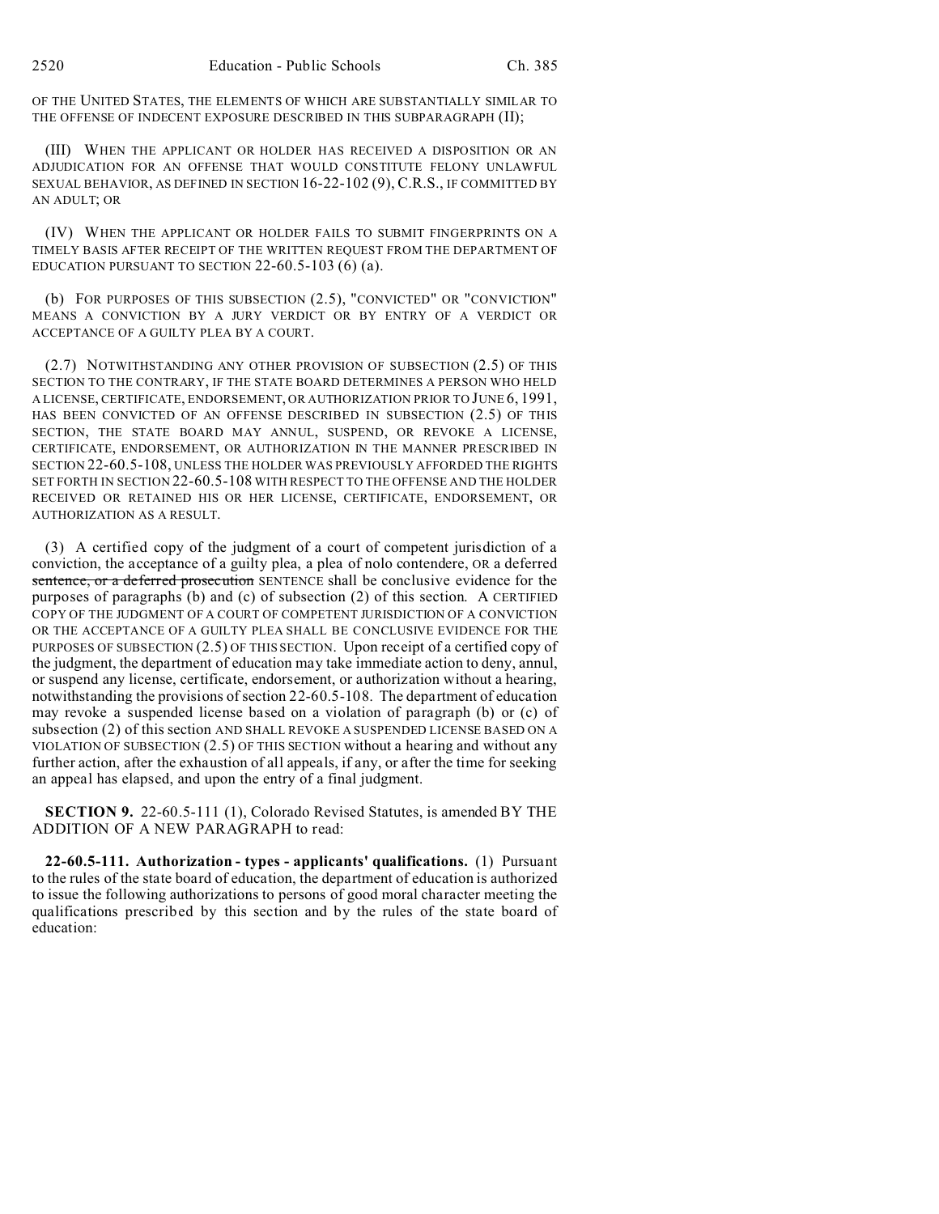OF THE UNITED STATES, THE ELEMENTS OF WHICH ARE SUBSTANTIALLY SIMILAR TO THE OFFENSE OF INDECENT EXPOSURE DESCRIBED IN THIS SUBPARAGRAPH (II);

(III) WHEN THE APPLICANT OR HOLDER HAS RECEIVED A DISPOSITION OR AN ADJUDICATION FOR AN OFFENSE THAT WOULD CONSTITUTE FELONY UNLAWFUL SEXUAL BEHAVIOR, AS DEFINED IN SECTION 16-22-102 (9), C.R.S., IF COMMITTED BY AN ADULT; OR

(IV) WHEN THE APPLICANT OR HOLDER FAILS TO SUBMIT FINGERPRINTS ON A TIMELY BASIS AFTER RECEIPT OF THE WRITTEN REQUEST FROM THE DEPARTMENT OF EDUCATION PURSUANT TO SECTION 22-60.5-103 (6) (a).

(b) FOR PURPOSES OF THIS SUBSECTION (2.5), "CONVICTED" OR "CONVICTION" MEANS A CONVICTION BY A JURY VERDICT OR BY ENTRY OF A VERDICT OR ACCEPTANCE OF A GUILTY PLEA BY A COURT.

(2.7) NOTWITHSTANDING ANY OTHER PROVISION OF SUBSECTION (2.5) OF THIS SECTION TO THE CONTRARY, IF THE STATE BOARD DETERMINES A PERSON WHO HELD A LICENSE, CERTIFICATE, ENDORSEMENT, OR AUTHORIZATION PRIOR TO JUNE 6, 1991, HAS BEEN CONVICTED OF AN OFFENSE DESCRIBED IN SUBSECTION (2.5) OF THIS SECTION, THE STATE BOARD MAY ANNUL, SUSPEND, OR REVOKE A LICENSE, CERTIFICATE, ENDORSEMENT, OR AUTHORIZATION IN THE MANNER PRESCRIBED IN SECTION 22-60.5-108, UNLESS THE HOLDER WAS PREVIOUSLY AFFORDED THE RIGHTS SET FORTH IN SECTION 22-60.5-108 WITH RESPECT TO THE OFFENSE AND THE HOLDER RECEIVED OR RETAINED HIS OR HER LICENSE, CERTIFICATE, ENDORSEMENT, OR AUTHORIZATION AS A RESULT.

(3) A certified copy of the judgment of a court of competent jurisdiction of a conviction, the acceptance of a guilty plea, a plea of nolo contendere, OR a deferred ~~sentence, or a deferred prosecution~~ SENTENCE shall be conclusive evidence for the purposes of paragraphs (b) and (c) of subsection (2) of this section. A CERTIFIED COPY OF THE JUDGMENT OF A COURT OF COMPETENT JURISDICTION OF A CONVICTION OR THE ACCEPTANCE OF A GUILTY PLEA SHALL BE CONCLUSIVE EVIDENCE FOR THE PURPOSES OF SUBSECTION (2.5) OF THIS SECTION. Upon receipt of a certified copy of the judgment, the department of education may take immediate action to deny, annul, or suspend any license, certificate, endorsement, or authorization without a hearing, notwithstanding the provisions of section 22-60.5-108. The department of education may revoke a suspended license based on a violation of paragraph (b) or (c) of subsection (2) of this section AND SHALL REVOKE A SUSPENDED LICENSE BASED ON A VIOLATION OF SUBSECTION (2.5) OF THIS SECTION without a hearing and without any further action, after the exhaustion of all appeals, if any, or after the time for seeking an appeal has elapsed, and upon the entry of a final judgment.

**SECTION 9.** 22-60.5-111 (1), Colorado Revised Statutes, is amended BY THE ADDITION OF A NEW PARAGRAPH to read:

**22-60.5-111. Authorization - types - applicants' qualifications.** (1) Pursuant to the rules of the state board of education, the department of education is authorized to issue the following authorizations to persons of good moral character meeting the qualifications prescribed by this section and by the rules of the state board of education: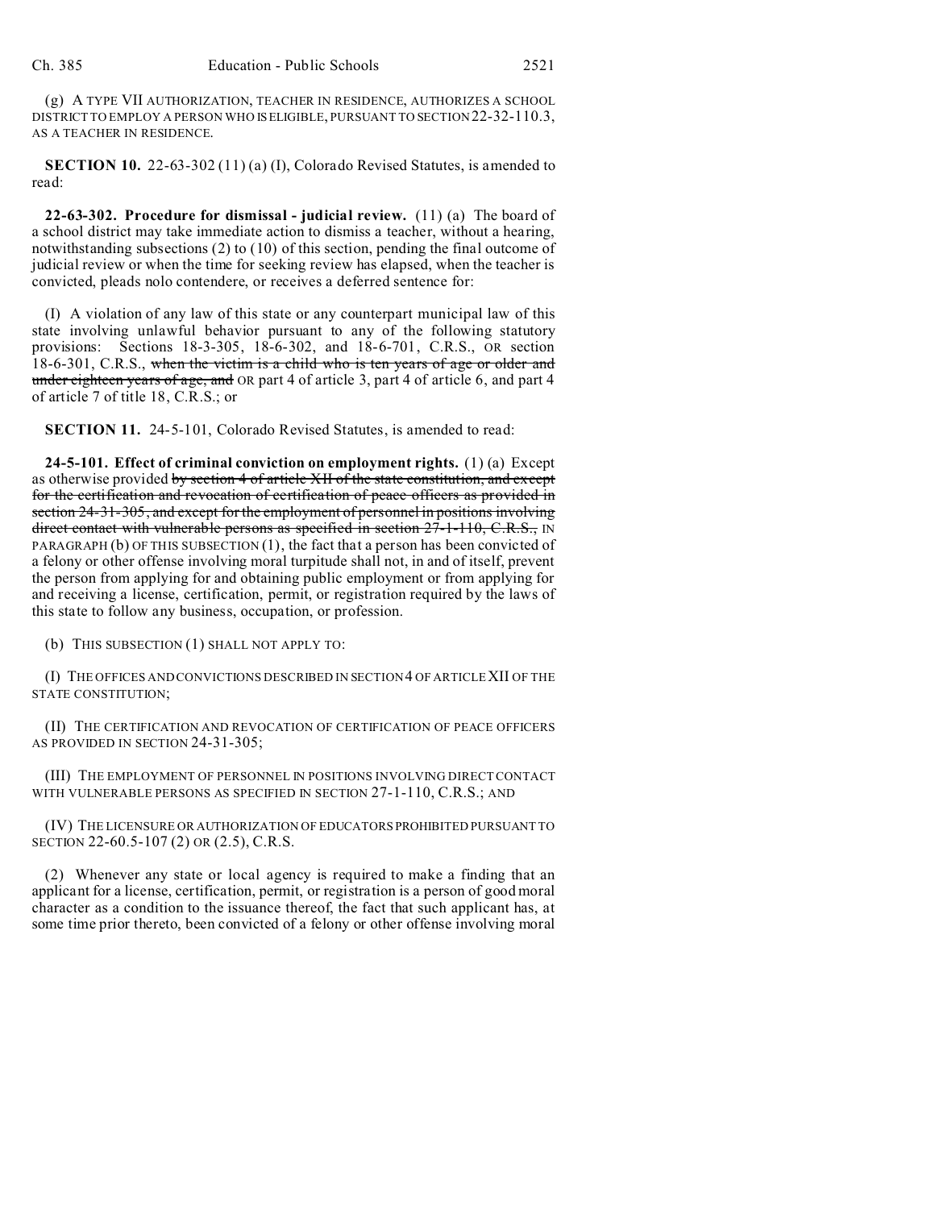(g) A TYPE VII AUTHORIZATION, TEACHER IN RESIDENCE, AUTHORIZES A SCHOOL DISTRICT TO EMPLOY A PERSON WHO IS ELIGIBLE, PURSUANT TO SECTION 22-32-110.3, AS A TEACHER IN RESIDENCE.

**SECTION 10.** 22-63-302 (11) (a) (I), Colorado Revised Statutes, is amended to read:

**22-63-302. Procedure for dismissal - judicial review.** (11) (a) The board of a school district may take immediate action to dismiss a teacher, without a hearing, notwithstanding subsections (2) to (10) of this section, pending the final outcome of judicial review or when the time for seeking review has elapsed, when the teacher is convicted, pleads nolo contendere, or receives a deferred sentence for:

(I) A violation of any law of this state or any counterpart municipal law of this state involving unlawful behavior pursuant to any of the following statutory provisions: Sections 18-3-305, 18-6-302, and 18-6-701, C.R.S., OR section 18-6-301, C.R.S., ~~when the victim is a child who is ten years of age or older and under eighteen years of age, and~~ OR part 4 of article 3, part 4 of article 6, and part 4 of article 7 of title 18, C.R.S.; or

**SECTION 11.** 24-5-101, Colorado Revised Statutes, is amended to read:

**24-5-101. Effect of criminal conviction on employment rights.** (1) (a) Except as otherwise provided ~~by section 4 of article XII of the state constitution, and except for the certification and revocation of certification of peace officers as provided in section 24-31-305, and except for the employment of personnel in positions involving direct contact with vulnerable persons as specified in section 27-1-110, C.R.S.,~~ IN PARAGRAPH (b) OF THIS SUBSECTION (1), the fact that a person has been convicted of a felony or other offense involving moral turpitude shall not, in and of itself, prevent the person from applying for and obtaining public employment or from applying for and receiving a license, certification, permit, or registration required by the laws of this state to follow any business, occupation, or profession.

(b) THIS SUBSECTION (1) SHALL NOT APPLY TO:

(I) THE OFFICES AND CONVICTIONS DESCRIBED IN SECTION 4 OF ARTICLE XII OF THE STATE CONSTITUTION;

(II) THE CERTIFICATION AND REVOCATION OF CERTIFICATION OF PEACE OFFICERS AS PROVIDED IN SECTION 24-31-305;

(III) THE EMPLOYMENT OF PERSONNEL IN POSITIONS INVOLVING DIRECT CONTACT WITH VULNERABLE PERSONS AS SPECIFIED IN SECTION 27-1-110, C.R.S.; AND

(IV) THE LICENSURE OR AUTHORIZATION OF EDUCATORS PROHIBITED PURSUANT TO SECTION 22-60.5-107 (2) OR (2.5), C.R.S.

(2) Whenever any state or local agency is required to make a finding that an applicant for a license, certification, permit, or registration is a person of good moral character as a condition to the issuance thereof, the fact that such applicant has, at some time prior thereto, been convicted of a felony or other offense involving moral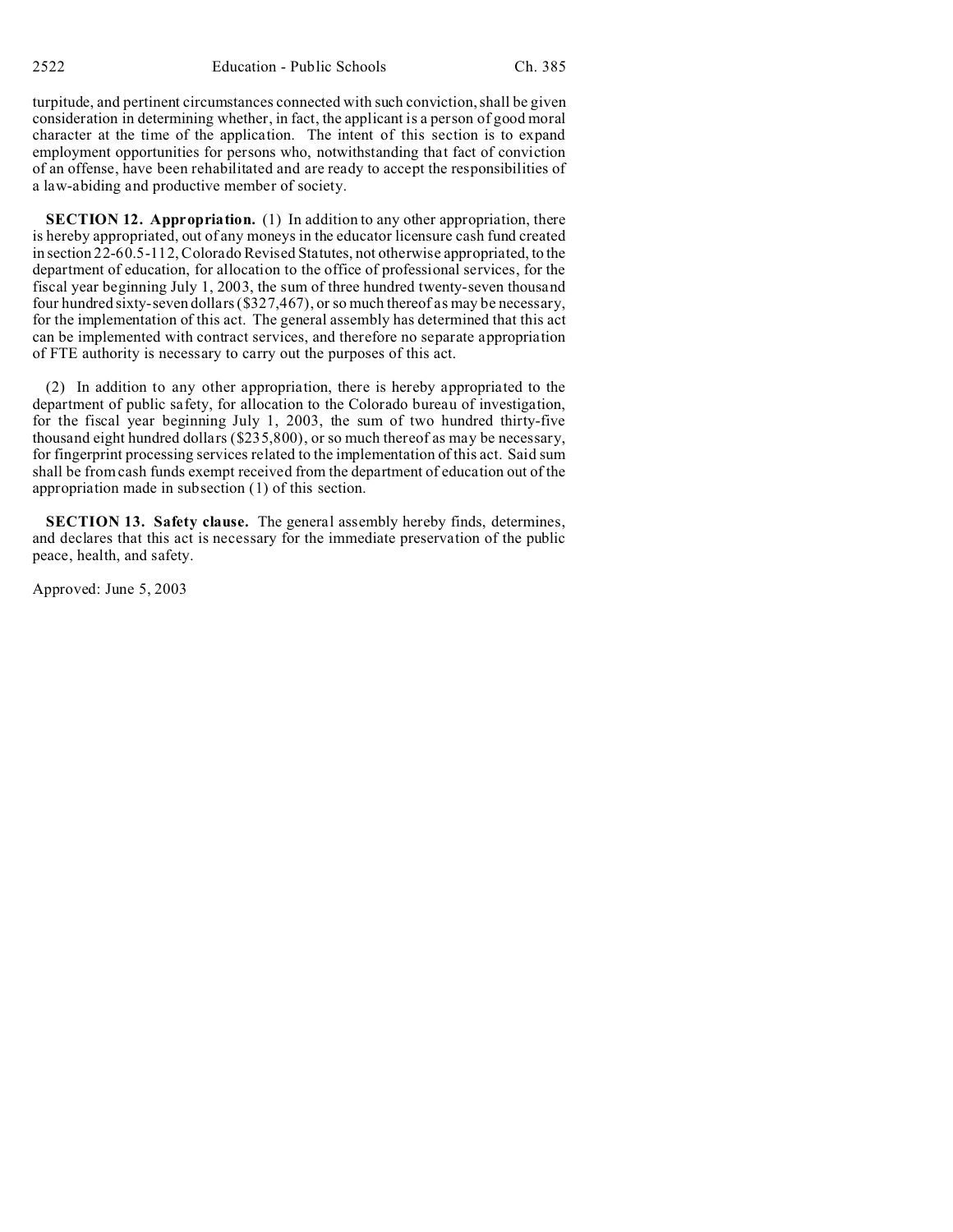turpitude, and pertinent circumstances connected with such conviction, shall be given consideration in determining whether, in fact, the applicant is a person of good moral character at the time of the application. The intent of this section is to expand employment opportunities for persons who, notwithstanding that fact of conviction of an offense, have been rehabilitated and are ready to accept the responsibilities of a law-abiding and productive member of society.

**SECTION 12. Appropriation.** (1) In addition to any other appropriation, there is hereby appropriated, out of any moneys in the educator licensure cash fund created in section 22-60.5-112, Colorado Revised Statutes, not otherwise appropriated, to the department of education, for allocation to the office of professional services, for the fiscal year beginning July 1, 2003, the sum of three hundred twenty-seven thousand four hundred sixty-seven dollars ($327,467), or so much thereof as may be necessary, for the implementation of this act. The general assembly has determined that this act can be implemented with contract services, and therefore no separate appropriation of FTE authority is necessary to carry out the purposes of this act.

(2) In addition to any other appropriation, there is hereby appropriated to the department of public safety, for allocation to the Colorado bureau of investigation, for the fiscal year beginning July 1, 2003, the sum of two hundred thirty-five thousand eight hundred dollars ($235,800), or so much thereof as may be necessary, for fingerprint processing services related to the implementation of this act. Said sum shall be from cash funds exempt received from the department of education out of the appropriation made in subsection (1) of this section.

**SECTION 13. Safety clause.** The general assembly hereby finds, determines, and declares that this act is necessary for the immediate preservation of the public peace, health, and safety.

Approved: June 5, 2003